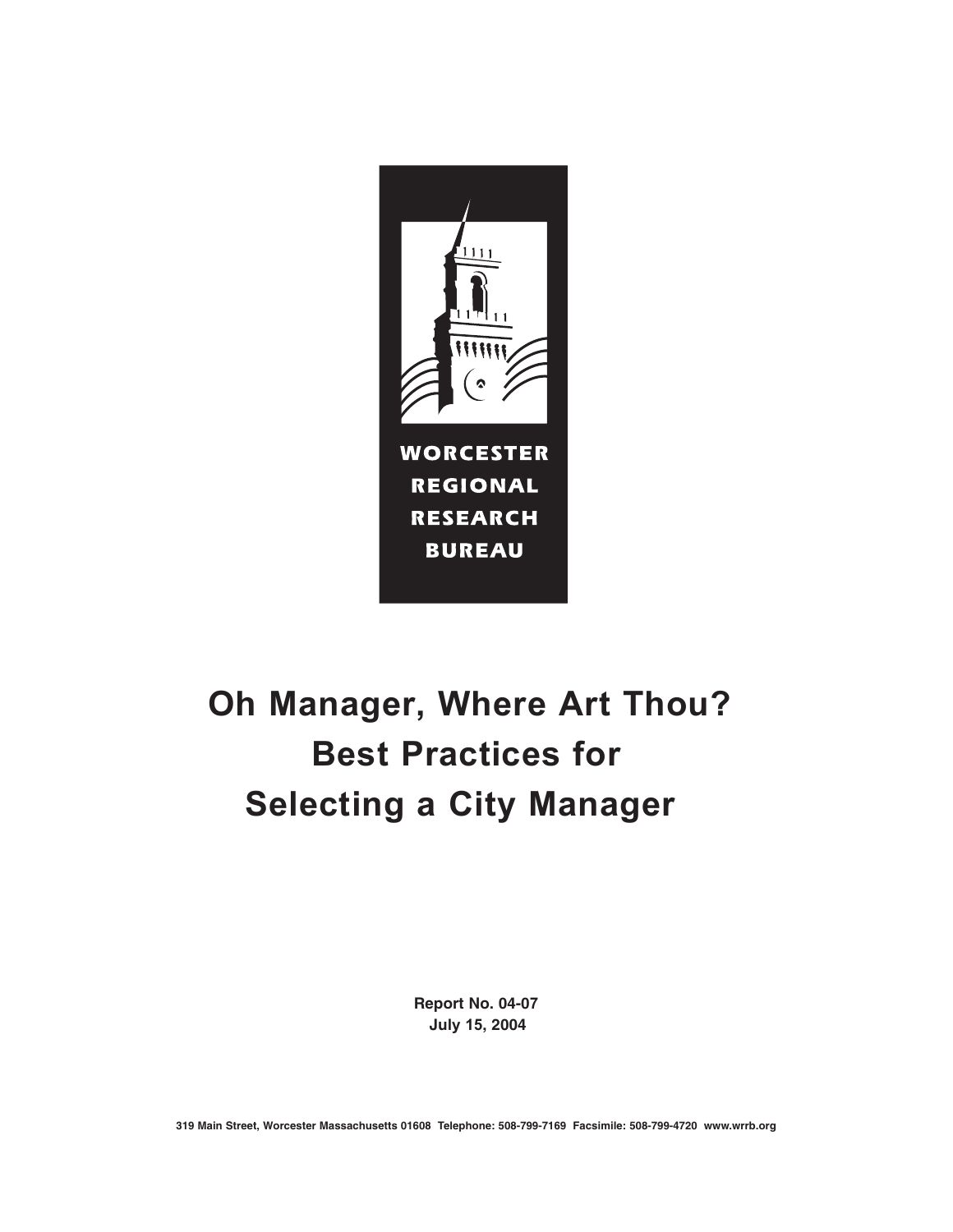WORCESTER REGIONAL RESEARCH BUREAU

# Oh Manager, Where Art Thou? Best Practices for Selecting a City Manager

**Report No. 04-07**
**July 15, 2004**

**319 Main Street, Worcester Massachusetts 01608 Telephone: 508-799-7169 Facsimile: 508-799-4720 www.wrrb.org**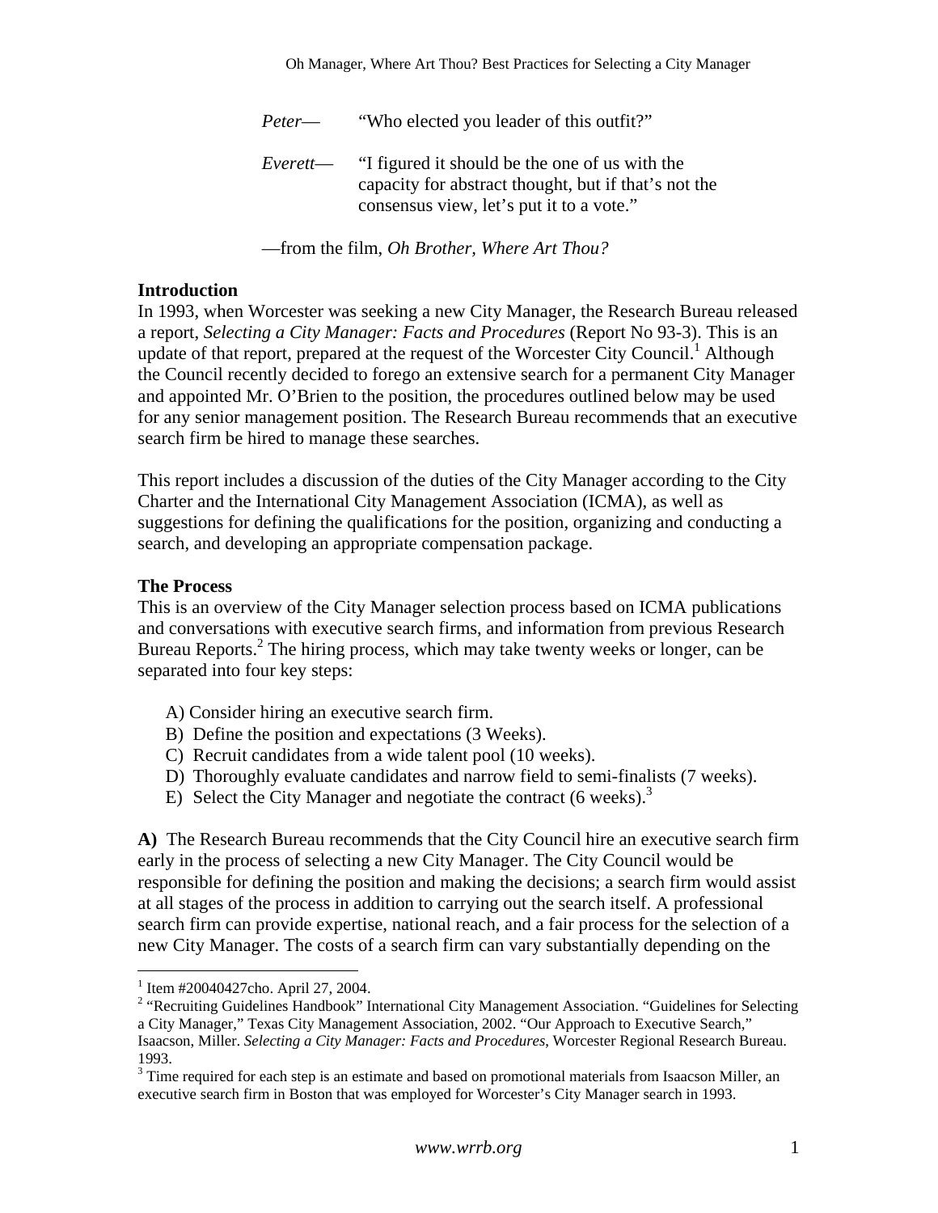*Peter*— "Who elected you leader of this outfit?"

*Everett*— "I figured it should be the one of us with the capacity for abstract thought, but if that's not the consensus view, let's put it to a vote."

—from the film, *Oh Brother, Where Art Thou?*

**Introduction**

In 1993, when Worcester was seeking a new City Manager, the Research Bureau released a report, *Selecting a City Manager: Facts and Procedures* (Report No 93-3). This is an update of that report, prepared at the request of the Worcester City Council.[1] Although the Council recently decided to forego an extensive search for a permanent City Manager and appointed Mr. O'Brien to the position, the procedures outlined below may be used for any senior management position. The Research Bureau recommends that an executive search firm be hired to manage these searches.

This report includes a discussion of the duties of the City Manager according to the City Charter and the International City Management Association (ICMA), as well as suggestions for defining the qualifications for the position, organizing and conducting a search, and developing an appropriate compensation package.

**The Process**

This is an overview of the City Manager selection process based on ICMA publications and conversations with executive search firms, and information from previous Research Bureau Reports.[2] The hiring process, which may take twenty weeks or longer, can be separated into four key steps:

A) Consider hiring an executive search firm.
B) Define the position and expectations (3 Weeks).
C) Recruit candidates from a wide talent pool (10 weeks).
D) Thoroughly evaluate candidates and narrow field to semi-finalists (7 weeks).
E) Select the City Manager and negotiate the contract (6 weeks).[3]

**A)** The Research Bureau recommends that the City Council hire an executive search firm early in the process of selecting a new City Manager. The City Council would be responsible for defining the position and making the decisions; a search firm would assist at all stages of the process in addition to carrying out the search itself. A professional search firm can provide expertise, national reach, and a fair process for the selection of a new City Manager. The costs of a search firm can vary substantially depending on the

---

[1] Item #20040427cho. April 27, 2004.

[2] "Recruiting Guidelines Handbook" International City Management Association. "Guidelines for Selecting a City Manager," Texas City Management Association, 2002. "Our Approach to Executive Search," Isaacson, Miller. *Selecting a City Manager: Facts and Procedures*, Worcester Regional Research Bureau. 1993.

[3] Time required for each step is an estimate and based on promotional materials from Isaacson Miller, an executive search firm in Boston that was employed for Worcester's City Manager search in 1993.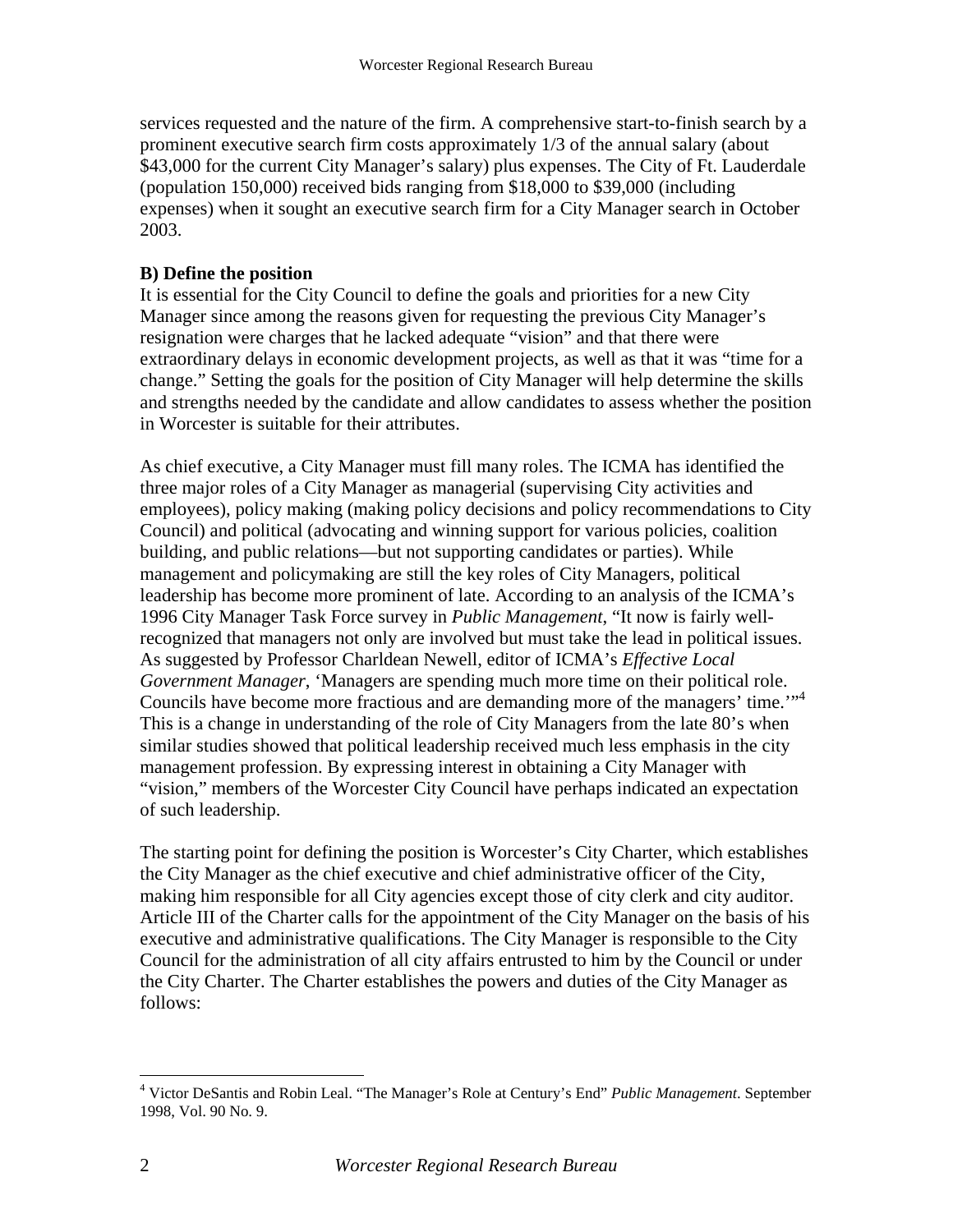services requested and the nature of the firm. A comprehensive start-to-finish search by a prominent executive search firm costs approximately 1/3 of the annual salary (about $43,000 for the current City Manager's salary) plus expenses. The City of Ft. Lauderdale (population 150,000) received bids ranging from $18,000 to $39,000 (including expenses) when it sought an executive search firm for a City Manager search in October 2003.

**B) Define the position**

It is essential for the City Council to define the goals and priorities for a new City Manager since among the reasons given for requesting the previous City Manager's resignation were charges that he lacked adequate "vision" and that there were extraordinary delays in economic development projects, as well as that it was "time for a change." Setting the goals for the position of City Manager will help determine the skills and strengths needed by the candidate and allow candidates to assess whether the position in Worcester is suitable for their attributes.

As chief executive, a City Manager must fill many roles. The ICMA has identified the three major roles of a City Manager as managerial (supervising City activities and employees), policy making (making policy decisions and policy recommendations to City Council) and political (advocating and winning support for various policies, coalition building, and public relations—but not supporting candidates or parties). While management and policymaking are still the key roles of City Managers, political leadership has become more prominent of late. According to an analysis of the ICMA's 1996 City Manager Task Force survey in *Public Management*, "It now is fairly well-recognized that managers not only are involved but must take the lead in political issues. As suggested by Professor Charldean Newell, editor of ICMA's *Effective Local Government Manager*, 'Managers are spending much more time on their political role. Councils have become more fractious and are demanding more of the managers' time.'"[4] This is a change in understanding of the role of City Managers from the late 80's when similar studies showed that political leadership received much less emphasis in the city management profession. By expressing interest in obtaining a City Manager with "vision," members of the Worcester City Council have perhaps indicated an expectation of such leadership.

The starting point for defining the position is Worcester's City Charter, which establishes the City Manager as the chief executive and chief administrative officer of the City, making him responsible for all City agencies except those of city clerk and city auditor. Article III of the Charter calls for the appointment of the City Manager on the basis of his executive and administrative qualifications. The City Manager is responsible to the City Council for the administration of all city affairs entrusted to him by the Council or under the City Charter. The Charter establishes the powers and duties of the City Manager as follows:

[4] Victor DeSantis and Robin Leal. "The Manager's Role at Century's End" *Public Management*. September 1998, Vol. 90 No. 9.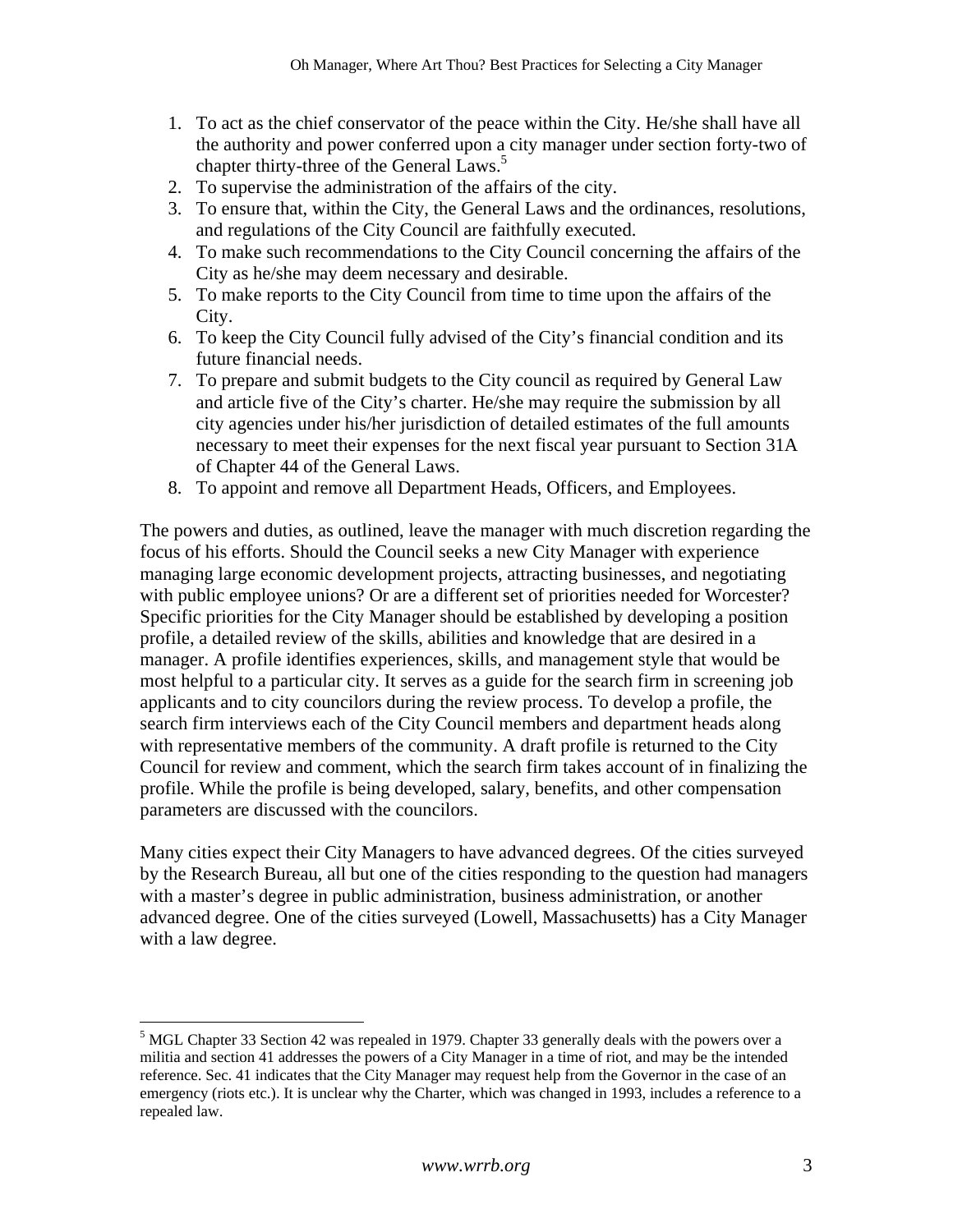1. To act as the chief conservator of the peace within the City. He/she shall have all the authority and power conferred upon a city manager under section forty-two of chapter thirty-three of the General Laws.[5]
2. To supervise the administration of the affairs of the city.
3. To ensure that, within the City, the General Laws and the ordinances, resolutions, and regulations of the City Council are faithfully executed.
4. To make such recommendations to the City Council concerning the affairs of the City as he/she may deem necessary and desirable.
5. To make reports to the City Council from time to time upon the affairs of the City.
6. To keep the City Council fully advised of the City's financial condition and its future financial needs.
7. To prepare and submit budgets to the City council as required by General Law and article five of the City's charter. He/she may require the submission by all city agencies under his/her jurisdiction of detailed estimates of the full amounts necessary to meet their expenses for the next fiscal year pursuant to Section 31A of Chapter 44 of the General Laws.
8. To appoint and remove all Department Heads, Officers, and Employees.

The powers and duties, as outlined, leave the manager with much discretion regarding the focus of his efforts. Should the Council seeks a new City Manager with experience managing large economic development projects, attracting businesses, and negotiating with public employee unions? Or are a different set of priorities needed for Worcester? Specific priorities for the City Manager should be established by developing a position profile, a detailed review of the skills, abilities and knowledge that are desired in a manager. A profile identifies experiences, skills, and management style that would be most helpful to a particular city. It serves as a guide for the search firm in screening job applicants and to city councilors during the review process. To develop a profile, the search firm interviews each of the City Council members and department heads along with representative members of the community. A draft profile is returned to the City Council for review and comment, which the search firm takes account of in finalizing the profile. While the profile is being developed, salary, benefits, and other compensation parameters are discussed with the councilors.

Many cities expect their City Managers to have advanced degrees. Of the cities surveyed by the Research Bureau, all but one of the cities responding to the question had managers with a master's degree in public administration, business administration, or another advanced degree. One of the cities surveyed (Lowell, Massachusetts) has a City Manager with a law degree.

---

[5] MGL Chapter 33 Section 42 was repealed in 1979. Chapter 33 generally deals with the powers over a militia and section 41 addresses the powers of a City Manager in a time of riot, and may be the intended reference. Sec. 41 indicates that the City Manager may request help from the Governor in the case of an emergency (riots etc.). It is unclear why the Charter, which was changed in 1993, includes a reference to a repealed law.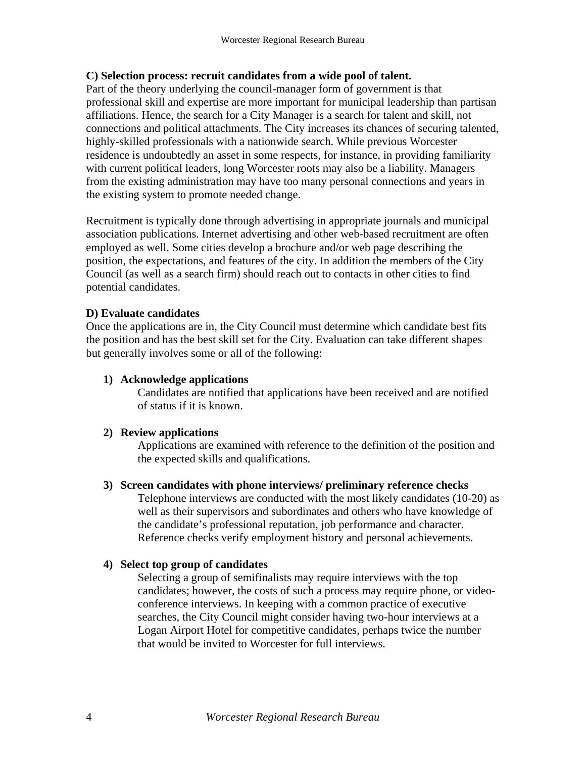**C) Selection process: recruit candidates from a wide pool of talent.**

Part of the theory underlying the council-manager form of government is that professional skill and expertise are more important for municipal leadership than partisan affiliations. Hence, the search for a City Manager is a search for talent and skill, not connections and political attachments. The City increases its chances of securing talented, highly-skilled professionals with a nationwide search. While previous Worcester residence is undoubtedly an asset in some respects, for instance, in providing familiarity with current political leaders, long Worcester roots may also be a liability. Managers from the existing administration may have too many personal connections and years in the existing system to promote needed change.

Recruitment is typically done through advertising in appropriate journals and municipal association publications. Internet advertising and other web-based recruitment are often employed as well. Some cities develop a brochure and/or web page describing the position, the expectations, and features of the city. In addition the members of the City Council (as well as a search firm) should reach out to contacts in other cities to find potential candidates.

**D) Evaluate candidates**

Once the applications are in, the City Council must determine which candidate best fits the position and has the best skill set for the City. Evaluation can take different shapes but generally involves some or all of the following:

1) **Acknowledge applications**
   Candidates are notified that applications have been received and are notified of status if it is known.

2) **Review applications**
   Applications are examined with reference to the definition of the position and the expected skills and qualifications.

3) **Screen candidates with phone interviews/ preliminary reference checks**
   Telephone interviews are conducted with the most likely candidates (10-20) as well as their supervisors and subordinates and others who have knowledge of the candidate's professional reputation, job performance and character. Reference checks verify employment history and personal achievements.

4) **Select top group of candidates**
   Selecting a group of semifinalists may require interviews with the top candidates; however, the costs of such a process may require phone, or video-conference interviews. In keeping with a common practice of executive searches, the City Council might consider having two-hour interviews at a Logan Airport Hotel for competitive candidates, perhaps twice the number that would be invited to Worcester for full interviews.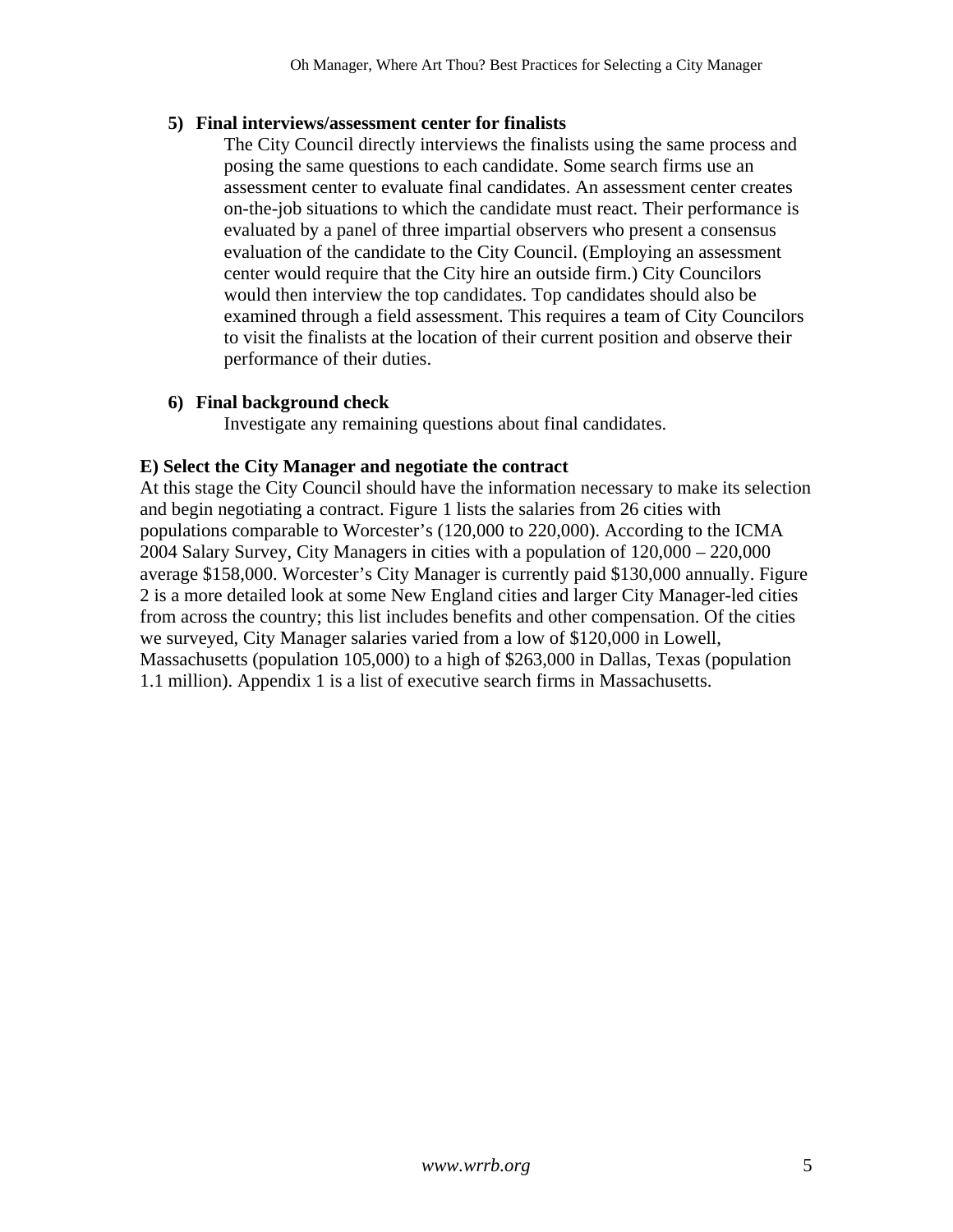5) **Final interviews/assessment center for finalists**

   The City Council directly interviews the finalists using the same process and posing the same questions to each candidate. Some search firms use an assessment center to evaluate final candidates. An assessment center creates on-the-job situations to which the candidate must react. Their performance is evaluated by a panel of three impartial observers who present a consensus evaluation of the candidate to the City Council. (Employing an assessment center would require that the City hire an outside firm.) City Councilors would then interview the top candidates. Top candidates should also be examined through a field assessment. This requires a team of City Councilors to visit the finalists at the location of their current position and observe their performance of their duties.

6) **Final background check**

   Investigate any remaining questions about final candidates.

**E) Select the City Manager and negotiate the contract**

At this stage the City Council should have the information necessary to make its selection and begin negotiating a contract. Figure 1 lists the salaries from 26 cities with populations comparable to Worcester's (120,000 to 220,000). According to the ICMA 2004 Salary Survey, City Managers in cities with a population of 120,000 – 220,000 average $158,000. Worcester's City Manager is currently paid $130,000 annually. Figure 2 is a more detailed look at some New England cities and larger City Manager-led cities from across the country; this list includes benefits and other compensation. Of the cities we surveyed, City Manager salaries varied from a low of $120,000 in Lowell, Massachusetts (population 105,000) to a high of $263,000 in Dallas, Texas (population 1.1 million). Appendix 1 is a list of executive search firms in Massachusetts.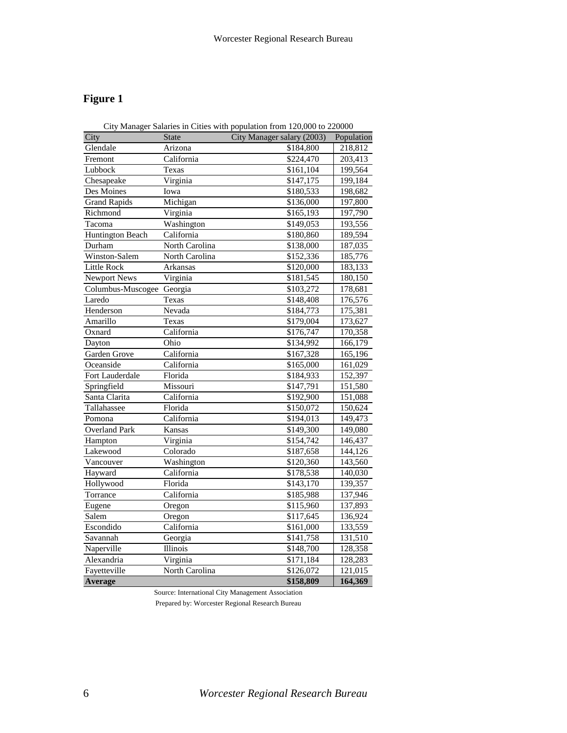## Figure 1

City Manager Salaries in Cities with population from 120,000 to 220000

| City | State | City Manager salary (2003) | Population |
|---|---|---|---|
| Glendale | Arizona | $184,800 | 218,812 |
| Fremont | California | $224,470 | 203,413 |
| Lubbock | Texas | $161,104 | 199,564 |
| Chesapeake | Virginia | $147,175 | 199,184 |
| Des Moines | Iowa | $180,533 | 198,682 |
| Grand Rapids | Michigan | $136,000 | 197,800 |
| Richmond | Virginia | $165,193 | 197,790 |
| Tacoma | Washington | $149,053 | 193,556 |
| Huntington Beach | California | $180,860 | 189,594 |
| Durham | North Carolina | $138,000 | 187,035 |
| Winston-Salem | North Carolina | $152,336 | 185,776 |
| Little Rock | Arkansas | $120,000 | 183,133 |
| Newport News | Virginia | $181,545 | 180,150 |
| Columbus-Muscogee | Georgia | $103,272 | 178,681 |
| Laredo | Texas | $148,408 | 176,576 |
| Henderson | Nevada | $184,773 | 175,381 |
| Amarillo | Texas | $179,004 | 173,627 |
| Oxnard | California | $176,747 | 170,358 |
| Dayton | Ohio | $134,992 | 166,179 |
| Garden Grove | California | $167,328 | 165,196 |
| Oceanside | California | $165,000 | 161,029 |
| Fort Lauderdale | Florida | $184,933 | 152,397 |
| Springfield | Missouri | $147,791 | 151,580 |
| Santa Clarita | California | $192,900 | 151,088 |
| Tallahassee | Florida | $150,072 | 150,624 |
| Pomona | California | $194,013 | 149,473 |
| Overland Park | Kansas | $149,300 | 149,080 |
| Hampton | Virginia | $154,742 | 146,437 |
| Lakewood | Colorado | $187,658 | 144,126 |
| Vancouver | Washington | $120,360 | 143,560 |
| Hayward | California | $178,538 | 140,030 |
| Hollywood | Florida | $143,170 | 139,357 |
| Torrance | California | $185,988 | 137,946 |
| Eugene | Oregon | $115,960 | 137,893 |
| Salem | Oregon | $117,645 | 136,924 |
| Escondido | California | $161,000 | 133,559 |
| Savannah | Georgia | $141,758 | 131,510 |
| Naperville | Illinois | $148,700 | 128,358 |
| Alexandria | Virginia | $171,184 | 128,283 |
| Fayetteville | North Carolina | $126,072 | 121,015 |
| **Average** | | **$158,809** | **164,369** |

Source: International City Management Association

Prepared by: Worcester Regional Research Bureau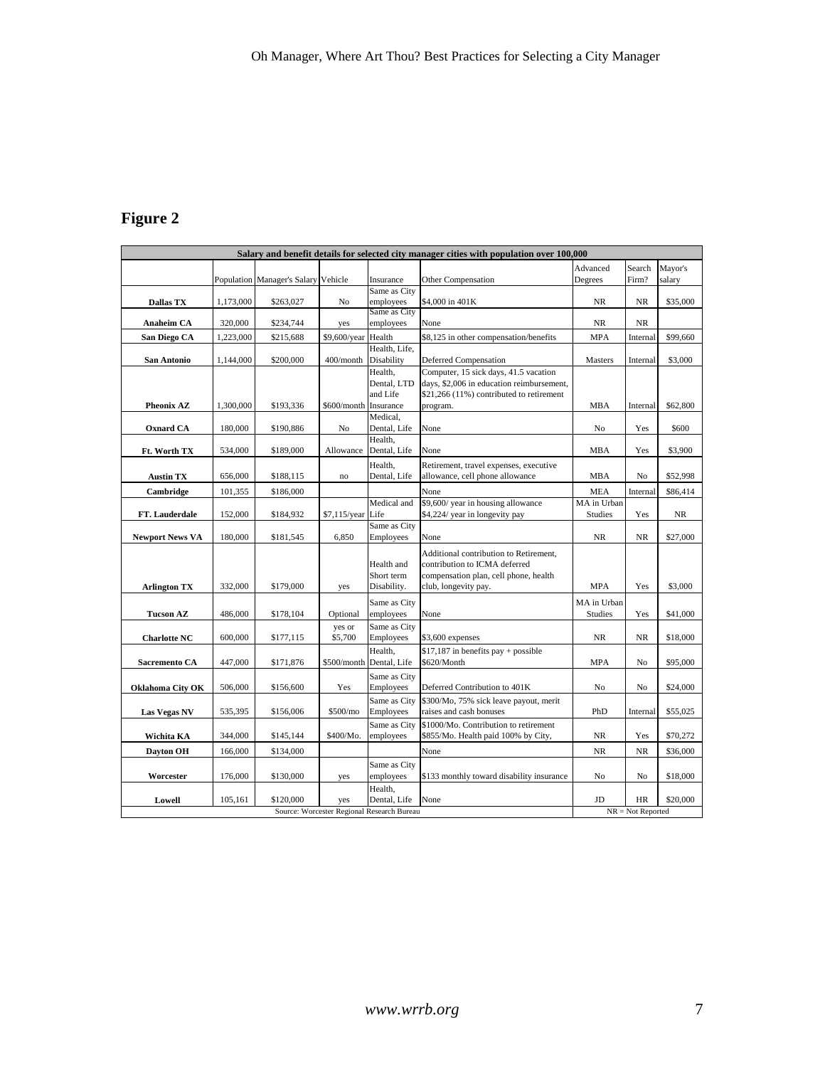## Figure 2

| Salary and benefit details for selected city manager cities with population over 100,000 | | | | | | | | |
|---|---|---|---|---|---|---|---|---|
| | Population | Manager's Salary | Vehicle | Insurance | Other Compensation | Advanced Degrees | Search Firm? | Mayor's salary |
| **Dallas TX** | 1,173,000 | $263,027 | No | Same as City employees | $4,000 in 401K | NR | NR | $35,000 |
| **Anaheim CA** | 320,000 | $234,744 | yes | Same as City employees | None | NR | NR | |
| **San Diego CA** | 1,223,000 | $215,688 | $9,600/year | Health | $8,125 in other compensation/benefits | MPA | Internal | $99,660 |
| **San Antonio** | 1,144,000 | $200,000 | 400/month | Health, Life, Disability | Deferred Compensation | Masters | Internal | $3,000 |
| **Pheonix AZ** | 1,300,000 | $193,336 | $600/month | Health, Dental, LTD and Life Insurance | Computer, 15 sick days, 41.5 vacation days, $2,006 in education reimbursement, $21,266 (11%) contributed to retirement program. | MBA | Internal | $62,800 |
| **Oxnard CA** | 180,000 | $190,886 | No | Medical, Dental, Life | None | No | Yes | $600 |
| **Ft. Worth TX** | 534,000 | $189,000 | Allowance | Health, Dental, Life | None | MBA | Yes | $3,900 |
| **Austin TX** | 656,000 | $188,115 | no | Health, Dental, Life | Retirement, travel expenses, executive allowance, cell phone allowance | MBA | No | $52,998 |
| **Cambridge** | 101,355 | $186,000 | | | None | MEA | Internal | $86,414 |
| **FT. Lauderdale** | 152,000 | $184,932 | $7,115/year | Medical and Life | $9,600/ year in housing allowance $4,224/ year in longevity pay | MA in Urban Studies | Yes | NR |
| **Newport News VA** | 180,000 | $181,545 | 6,850 | Same as City Employees | None | NR | NR | $27,000 |
| **Arlington TX** | 332,000 | $179,000 | yes | Health and Short term Disability. | Additional contribution to Retirement, contribution to ICMA deferred compensation plan, cell phone, health club, longevity pay. | MPA | Yes | $3,000 |
| **Tucson AZ** | 486,000 | $178,104 | Optional | Same as City employees | None | MA in Urban Studies | Yes | $41,000 |
| **Charlotte NC** | 600,000 | $177,115 | yes or $5,700 | Same as City Employees | $3,600 expenses | NR | NR | $18,000 |
| **Sacremento CA** | 447,000 | $171,876 | $500/month | Health, Dental, Life | $17,187 in benefits pay + possible $620/Month | MPA | No | $95,000 |
| **Oklahoma City OK** | 506,000 | $156,600 | Yes | Same as City Employees | Deferred Contribution to 401K | No | No | $24,000 |
| **Las Vegas NV** | 535,395 | $156,006 | $500/mo | Same as City Employees | $300/Mo, 75% sick leave payout, merit raises and cash bonuses | PhD | Internal | $55,025 |
| **Wichita KA** | 344,000 | $145,144 | $400/Mo. | Same as City employees | $1000/Mo. Contribution to retirement $855/Mo. Health paid 100% by City, | NR | Yes | $70,272 |
| **Dayton OH** | 166,000 | $134,000 | | | None | NR | NR | $36,000 |
| **Worcester** | 176,000 | $130,000 | yes | Same as City employees | $133 monthly toward disability insurance | No | No | $18,000 |
| **Lowell** | 105,161 | $120,000 | yes | Health, Dental, Life | None | JD | HR | $20,000 |

Source: Worcester Regional Research Bureau

NR = Not Reported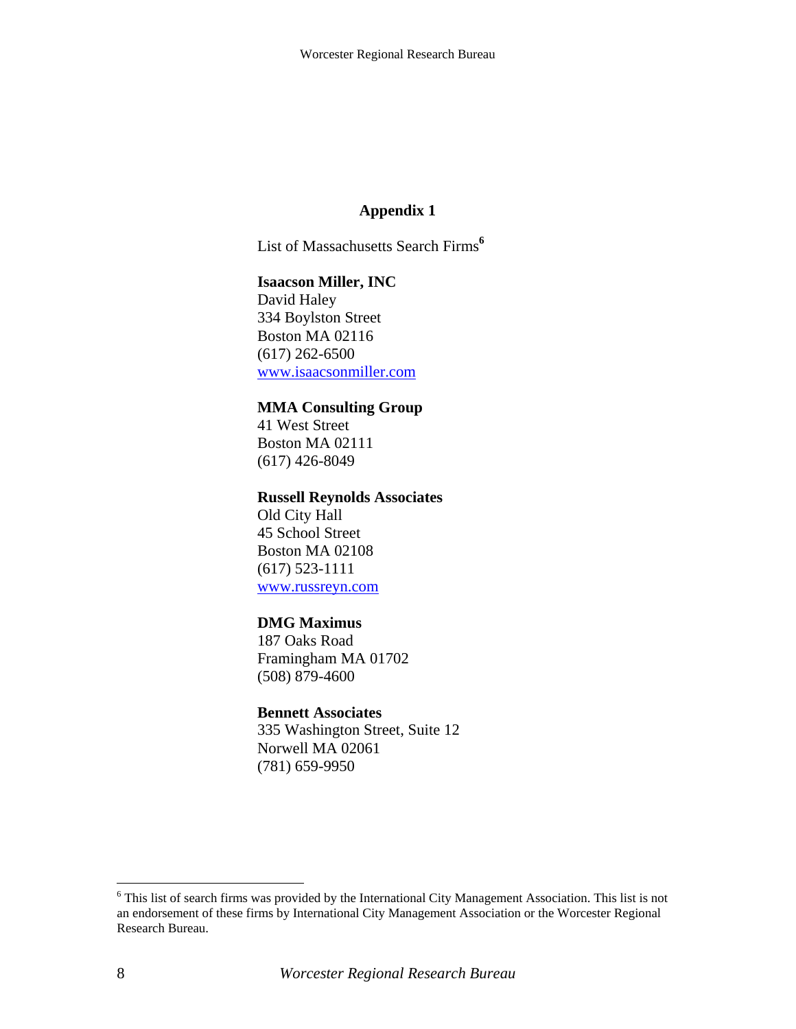# Appendix 1

List of Massachusetts Search Firms[6]

**Isaacson Miller, INC**
David Haley
334 Boylston Street
Boston MA 02116
(617) 262-6500
www.isaacsonmiller.com

**MMA Consulting Group**
41 West Street
Boston MA 02111
(617) 426-8049

**Russell Reynolds Associates**
Old City Hall
45 School Street
Boston MA 02108
(617) 523-1111
www.russreyn.com

**DMG Maximus**
187 Oaks Road
Framingham MA 01702
(508) 879-4600

**Bennett Associates**
335 Washington Street, Suite 12
Norwell MA 02061
(781) 659-9950

---

[6] This list of search firms was provided by the International City Management Association. This list is not an endorsement of these firms by International City Management Association or the Worcester Regional Research Bureau.